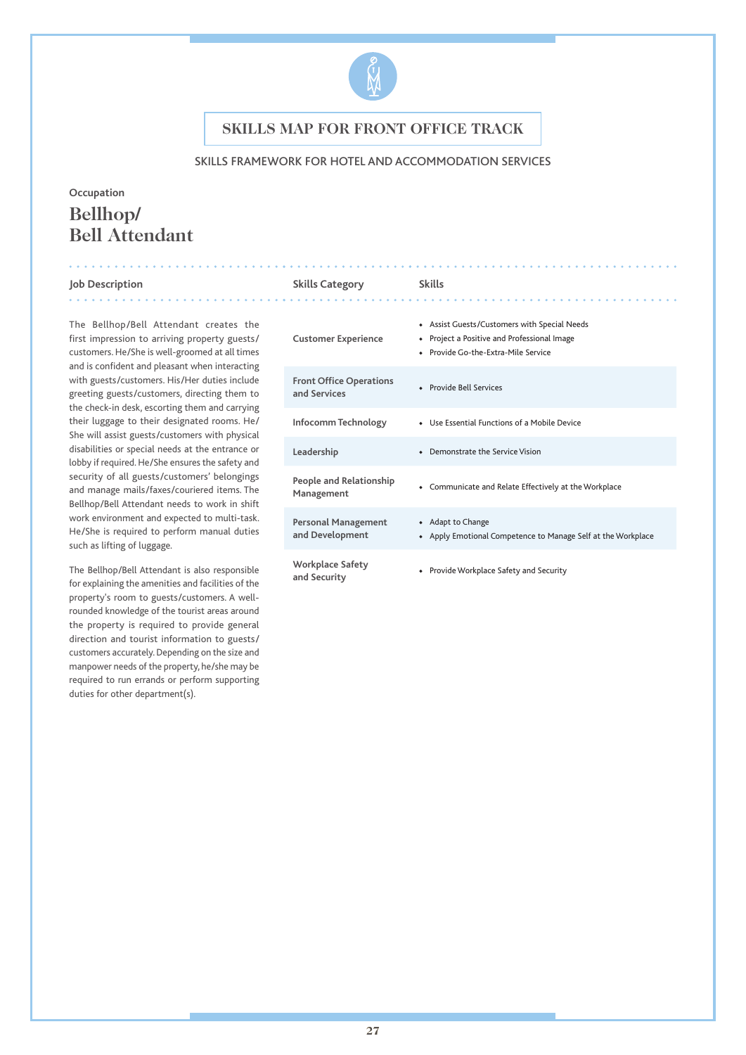# SKILLS MAP FOR FRONT OFFICE TRACK

SKILLS FRAMEWORK FOR HOTEL AND ACCOMMODATION SERVICES

Occupation

## Bellhop/ Bell Attendant

**Job Description**

The Bellhop/Bell Attendant creates the first impression to arriving property guests/customers. He/She is well-groomed at all times and is confident and pleasant when interacting with guests/customers. His/Her duties include greeting guests/customers, directing them to the check-in desk, escorting them and carrying their luggage to their designated rooms. He/She will assist guests/customers with physical disabilities or special needs at the entrance or lobby if required. He/She ensures the safety and security of all guests/customers' belongings and manage mails/faxes/couriered items. The Bellhop/Bell Attendant needs to work in shift work environment and expected to multi-task. He/She is required to perform manual duties such as lifting of luggage.

The Bellhop/Bell Attendant is also responsible for explaining the amenities and facilities of the property's room to guests/customers. A well-rounded knowledge of the tourist areas around the property is required to provide general direction and tourist information to guests/customers accurately. Depending on the size and manpower needs of the property, he/she may be required to run errands or perform supporting duties for other department(s).

| Skills Category | Skills |
|---|---|
| Customer Experience | • Assist Guests/Customers with Special Needs<br>• Project a Positive and Professional Image<br>• Provide Go-the-Extra-Mile Service |
| Front Office Operations and Services | • Provide Bell Services |
| Infocomm Technology | • Use Essential Functions of a Mobile Device |
| Leadership | • Demonstrate the Service Vision |
| People and Relationship Management | • Communicate and Relate Effectively at the Workplace |
| Personal Management and Development | • Adapt to Change<br>• Apply Emotional Competence to Manage Self at the Workplace |
| Workplace Safety and Security | • Provide Workplace Safety and Security |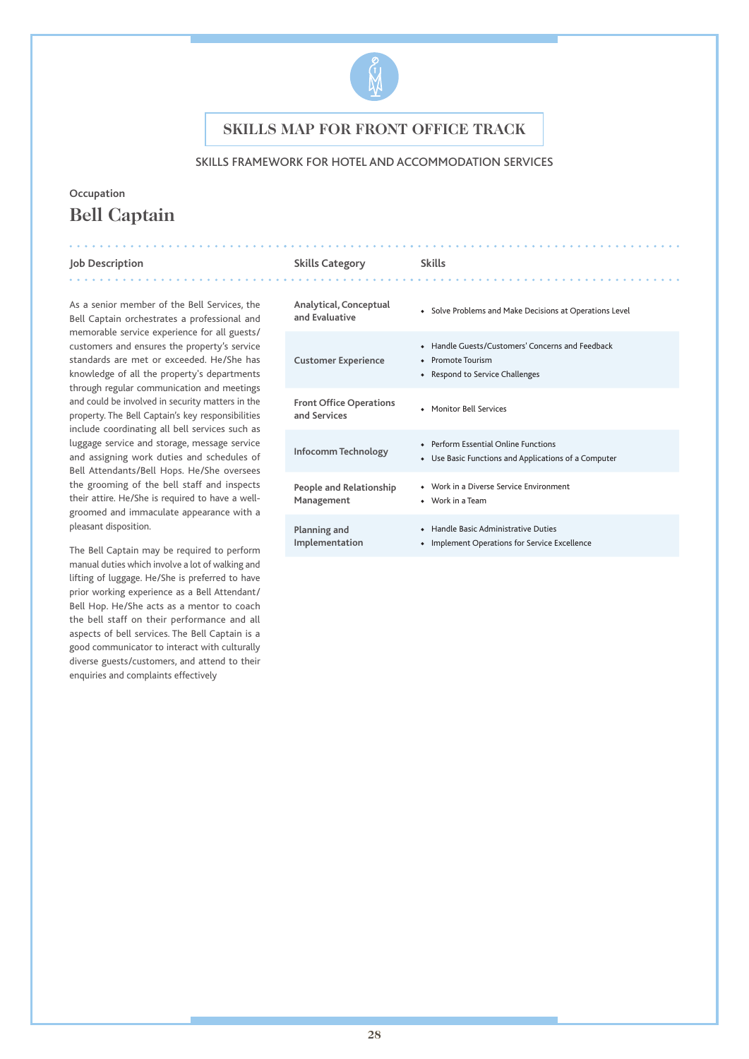# SKILLS MAP FOR FRONT OFFICE TRACK

SKILLS FRAMEWORK FOR HOTEL AND ACCOMMODATION SERVICES

Occupation

## Bell Captain

### Job Description

As a senior member of the Bell Services, the Bell Captain orchestrates a professional and memorable service experience for all guests/customers and ensures the property's service standards are met or exceeded. He/She has knowledge of all the property's departments through regular communication and meetings and could be involved in security matters in the property. The Bell Captain's key responsibilities include coordinating all bell services such as luggage service and storage, message service and assigning work duties and schedules of Bell Attendants/Bell Hops. He/She oversees the grooming of the bell staff and inspects their attire. He/She is required to have a well-groomed and immaculate appearance with a pleasant disposition.

The Bell Captain may be required to perform manual duties which involve a lot of walking and lifting of luggage. He/She is preferred to have prior working experience as a Bell Attendant/Bell Hop. He/She acts as a mentor to coach the bell staff on their performance and all aspects of bell services. The Bell Captain is a good communicator to interact with culturally diverse guests/customers, and attend to their enquiries and complaints effectively

| Skills Category | Skills |
|---|---|
| **Analytical, Conceptual and Evaluative** | • Solve Problems and Make Decisions at Operations Level |
| **Customer Experience** | • Handle Guests/Customers' Concerns and Feedback<br>• Promote Tourism<br>• Respond to Service Challenges |
| **Front Office Operations and Services** | • Monitor Bell Services |
| **Infocomm Technology** | • Perform Essential Online Functions<br>• Use Basic Functions and Applications of a Computer |
| **People and Relationship Management** | • Work in a Diverse Service Environment<br>• Work in a Team |
| **Planning and Implementation** | • Handle Basic Administrative Duties<br>• Implement Operations for Service Excellence |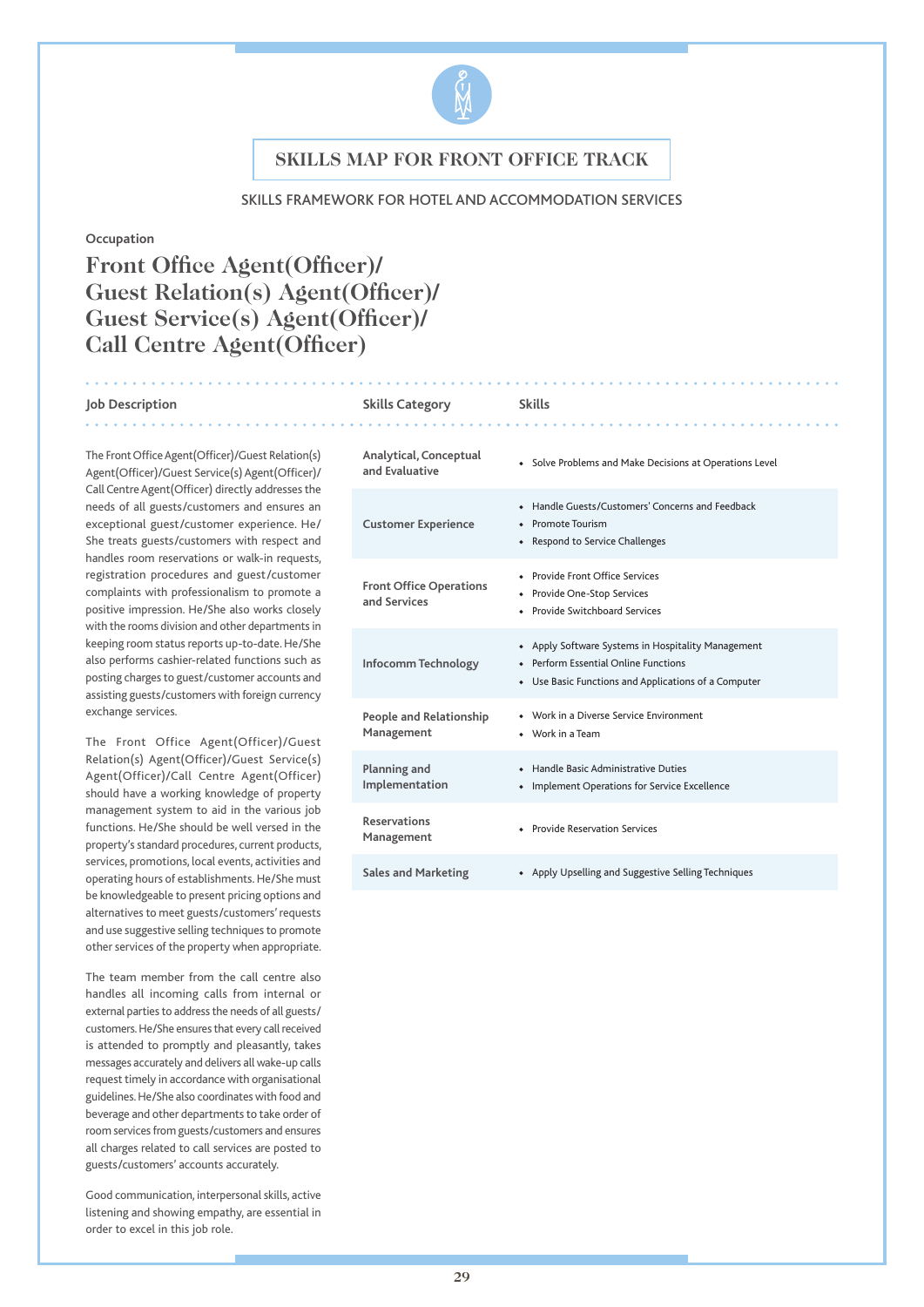# SKILLS MAP FOR FRONT OFFICE TRACK

SKILLS FRAMEWORK FOR HOTEL AND ACCOMMODATION SERVICES

**Occupation**

## Front Office Agent(Officer)/ Guest Relation(s) Agent(Officer)/ Guest Service(s) Agent(Officer)/ Call Centre Agent(Officer)

### Job Description

The Front Office Agent(Officer)/Guest Relation(s) Agent(Officer)/Guest Service(s) Agent(Officer)/Call Centre Agent(Officer) directly addresses the needs of all guests/customers and ensures an exceptional guest/customer experience. He/She treats guests/customers with respect and handles room reservations or walk-in requests, registration procedures and guest/customer complaints with professionalism to promote a positive impression. He/She also works closely with the rooms division and other departments in keeping room status reports up-to-date. He/She also performs cashier-related functions such as posting charges to guest/customer accounts and assisting guests/customers with foreign currency exchange services.

The Front Office Agent(Officer)/Guest Relation(s) Agent(Officer)/Guest Service(s) Agent(Officer)/Call Centre Agent(Officer) should have a working knowledge of property management system to aid in the various job functions. He/She should be well versed in the property's standard procedures, current products, services, promotions, local events, activities and operating hours of establishments. He/She must be knowledgeable to present pricing options and alternatives to meet guests/customers' requests and use suggestive selling techniques to promote other services of the property when appropriate.

The team member from the call centre also handles all incoming calls from internal or external parties to address the needs of all guests/customers. He/She ensures that every call received is attended to promptly and pleasantly, takes messages accurately and delivers all wake-up calls request timely in accordance with organisational guidelines. He/She also coordinates with food and beverage and other departments to take order of room services from guests/customers and ensures all charges related to call services are posted to guests/customers' accounts accurately.

Good communication, interpersonal skills, active listening and showing empathy, are essential in order to excel in this job role.

| Skills Category | Skills |
|---|---|
| Analytical, Conceptual and Evaluative | • Solve Problems and Make Decisions at Operations Level |
| Customer Experience | • Handle Guests/Customers' Concerns and Feedback<br>• Promote Tourism<br>• Respond to Service Challenges |
| Front Office Operations and Services | • Provide Front Office Services<br>• Provide One-Stop Services<br>• Provide Switchboard Services |
| Infocomm Technology | • Apply Software Systems in Hospitality Management<br>• Perform Essential Online Functions<br>• Use Basic Functions and Applications of a Computer |
| People and Relationship Management | • Work in a Diverse Service Environment<br>• Work in a Team |
| Planning and Implementation | • Handle Basic Administrative Duties<br>• Implement Operations for Service Excellence |
| Reservations Management | • Provide Reservation Services |
| Sales and Marketing | • Apply Upselling and Suggestive Selling Techniques |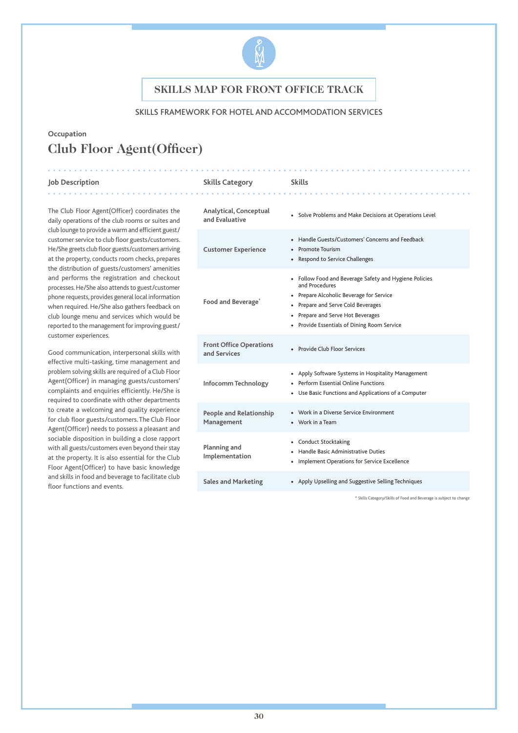# SKILLS MAP FOR FRONT OFFICE TRACK

SKILLS FRAMEWORK FOR HOTEL AND ACCOMMODATION SERVICES

Occupation

## Club Floor Agent(Officer)

### Job Description

The Club Floor Agent(Officer) coordinates the daily operations of the club rooms or suites and club lounge to provide a warm and efficient guest/customer service to club floor guests/customers. He/She greets club floor guests/customers arriving at the property, conducts room checks, prepares the distribution of guests/customers' amenities and performs the registration and checkout processes. He/She also attends to guest/customer phone requests, provides general local information when required. He/She also gathers feedback on club lounge menu and services which would be reported to the management for improving guest/customer experiences.

Good communication, interpersonal skills with effective multi-tasking, time management and problem solving skills are required of a Club Floor Agent(Officer) in managing guests/customers' complaints and enquiries efficiently. He/She is required to coordinate with other departments to create a welcoming and quality experience for club floor guests/customers. The Club Floor Agent(Officer) needs to possess a pleasant and sociable disposition in building a close rapport with all guests/customers even beyond their stay at the property. It is also essential for the Club Floor Agent(Officer) to have basic knowledge and skills in food and beverage to facilitate club floor functions and events.

| Skills Category | Skills |
|---|---|
| Analytical, Conceptual and Evaluative | • Solve Problems and Make Decisions at Operations Level |
| Customer Experience | • Handle Guests/Customers' Concerns and Feedback<br>• Promote Tourism<br>• Respond to Service Challenges |
| Food and Beverage* | • Follow Food and Beverage Safety and Hygiene Policies and Procedures<br>• Prepare Alcoholic Beverage for Service<br>• Prepare and Serve Cold Beverages<br>• Prepare and Serve Hot Beverages<br>• Provide Essentials of Dining Room Service |
| Front Office Operations and Services | • Provide Club Floor Services |
| Infocomm Technology | • Apply Software Systems in Hospitality Management<br>• Perform Essential Online Functions<br>• Use Basic Functions and Applications of a Computer |
| People and Relationship Management | • Work in a Diverse Service Environment<br>• Work in a Team |
| Planning and Implementation | • Conduct Stocktaking<br>• Handle Basic Administrative Duties<br>• Implement Operations for Service Excellence |
| Sales and Marketing | • Apply Upselling and Suggestive Selling Techniques |

\* Skills Category/Skills of Food and Beverage is subject to change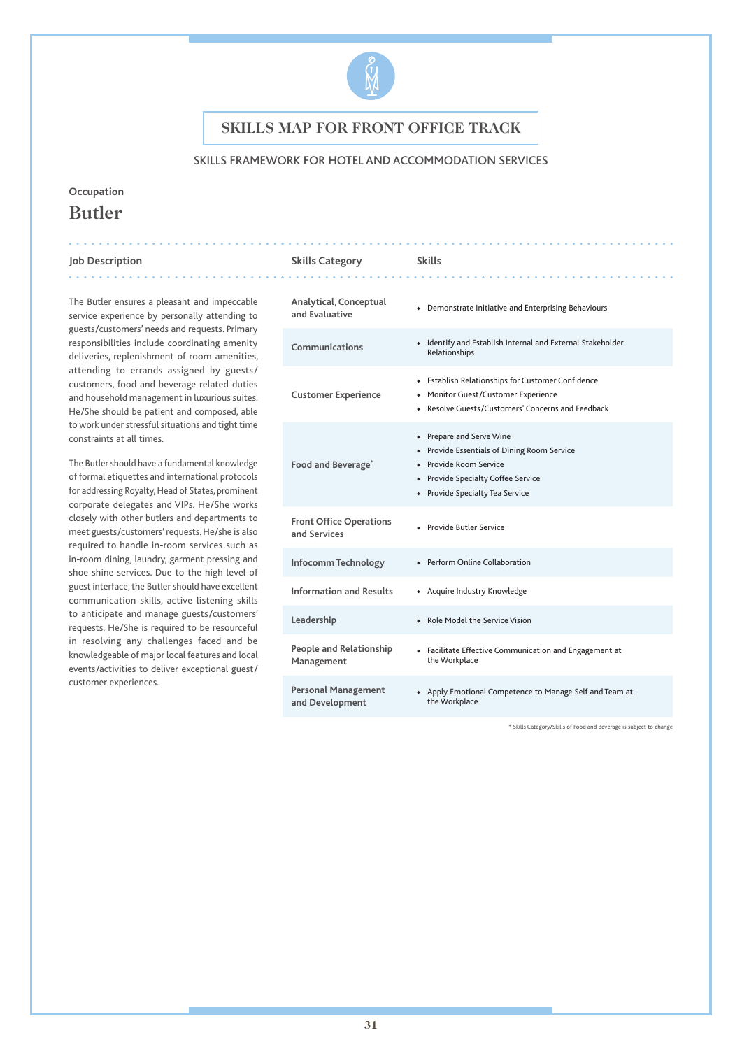# SKILLS MAP FOR FRONT OFFICE TRACK

SKILLS FRAMEWORK FOR HOTEL AND ACCOMMODATION SERVICES

Occupation

## Butler

### Job Description

The Butler ensures a pleasant and impeccable service experience by personally attending to guests/customers' needs and requests. Primary responsibilities include coordinating amenity deliveries, replenishment of room amenities, attending to errands assigned by guests/customers, food and beverage related duties and household management in luxurious suites. He/She should be patient and composed, able to work under stressful situations and tight time constraints at all times.

The Butler should have a fundamental knowledge of formal etiquettes and international protocols for addressing Royalty, Head of States, prominent corporate delegates and VIPs. He/She works closely with other butlers and departments to meet guests/customers' requests. He/she is also required to handle in-room services such as in-room dining, laundry, garment pressing and shoe shine services. Due to the high level of guest interface, the Butler should have excellent communication skills, active listening skills to anticipate and manage guests/customers' requests. He/She is required to be resourceful in resolving any challenges faced and be knowledgeable of major local features and local events/activities to deliver exceptional guest/customer experiences.

| Skills Category | Skills |
|---|---|
| Analytical, Conceptual and Evaluative | • Demonstrate Initiative and Enterprising Behaviours |
| Communications | • Identify and Establish Internal and External Stakeholder Relationships |
| Customer Experience | • Establish Relationships for Customer Confidence<br>• Monitor Guest/Customer Experience<br>• Resolve Guests/Customers' Concerns and Feedback |
| Food and Beverage* | • Prepare and Serve Wine<br>• Provide Essentials of Dining Room Service<br>• Provide Room Service<br>• Provide Specialty Coffee Service<br>• Provide Specialty Tea Service |
| Front Office Operations and Services | • Provide Butler Service |
| Infocomm Technology | • Perform Online Collaboration |
| Information and Results | • Acquire Industry Knowledge |
| Leadership | • Role Model the Service Vision |
| People and Relationship Management | • Facilitate Effective Communication and Engagement at the Workplace |
| Personal Management and Development | • Apply Emotional Competence to Manage Self and Team at the Workplace |

* Skills Category/Skills of Food and Beverage is subject to change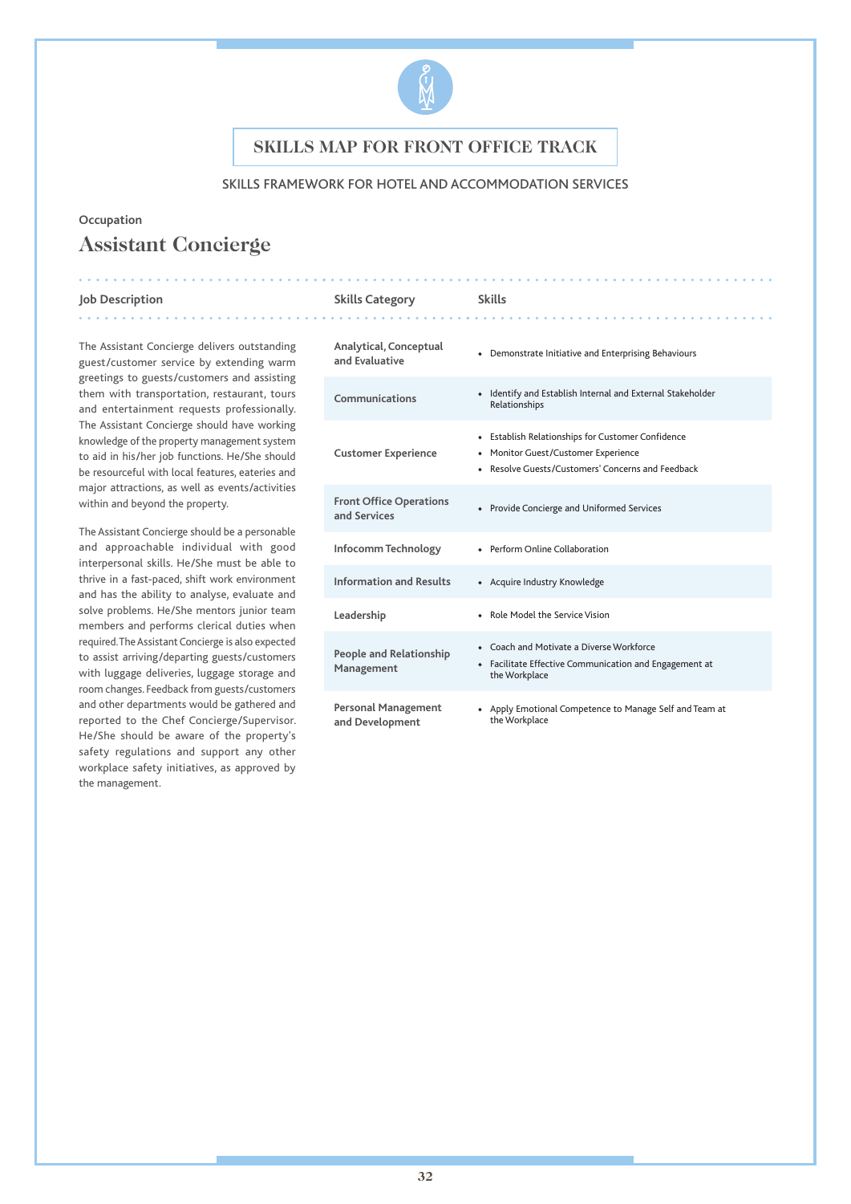## SKILLS MAP FOR FRONT OFFICE TRACK

SKILLS FRAMEWORK FOR HOTEL AND ACCOMMODATION SERVICES

Occupation

# Assistant Concierge

**Job Description**

The Assistant Concierge delivers outstanding guest/customer service by extending warm greetings to guests/customers and assisting them with transportation, restaurant, tours and entertainment requests professionally. The Assistant Concierge should have working knowledge of the property management system to aid in his/her job functions. He/She should be resourceful with local features, eateries and major attractions, as well as events/activities within and beyond the property.

The Assistant Concierge should be a personable and approachable individual with good interpersonal skills. He/She must be able to thrive in a fast-paced, shift work environment and has the ability to analyse, evaluate and solve problems. He/She mentors junior team members and performs clerical duties when required. The Assistant Concierge is also expected to assist arriving/departing guests/customers with luggage deliveries, luggage storage and room changes. Feedback from guests/customers and other departments would be gathered and reported to the Chef Concierge/Supervisor. He/She should be aware of the property's safety regulations and support any other workplace safety initiatives, as approved by the management.

| Skills Category | Skills |
|---|---|
| Analytical, Conceptual and Evaluative | • Demonstrate Initiative and Enterprising Behaviours |
| Communications | • Identify and Establish Internal and External Stakeholder Relationships |
| Customer Experience | • Establish Relationships for Customer Confidence<br>• Monitor Guest/Customer Experience<br>• Resolve Guests/Customers' Concerns and Feedback |
| Front Office Operations and Services | • Provide Concierge and Uniformed Services |
| Infocomm Technology | • Perform Online Collaboration |
| Information and Results | • Acquire Industry Knowledge |
| Leadership | • Role Model the Service Vision |
| People and Relationship Management | • Coach and Motivate a Diverse Workforce<br>• Facilitate Effective Communication and Engagement at the Workplace |
| Personal Management and Development | • Apply Emotional Competence to Manage Self and Team at the Workplace |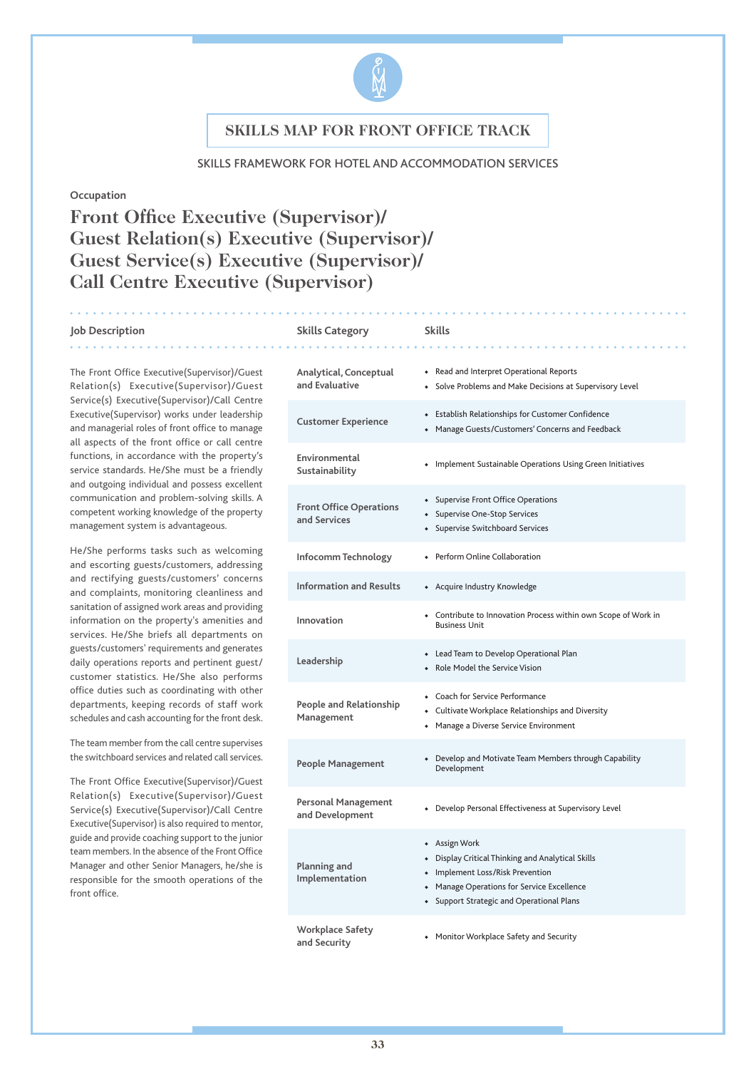## SKILLS MAP FOR FRONT OFFICE TRACK

SKILLS FRAMEWORK FOR HOTEL AND ACCOMMODATION SERVICES

Occupation

# Front Office Executive (Supervisor)/ Guest Relation(s) Executive (Supervisor)/ Guest Service(s) Executive (Supervisor)/ Call Centre Executive (Supervisor)

### Job Description

The Front Office Executive(Supervisor)/Guest Relation(s) Executive(Supervisor)/Guest Service(s) Executive(Supervisor)/Call Centre Executive(Supervisor) works under leadership and managerial roles of front office to manage all aspects of the front office or call centre functions, in accordance with the property's service standards. He/She must be a friendly and outgoing individual and possess excellent communication and problem-solving skills. A competent working knowledge of the property management system is advantageous.

He/She performs tasks such as welcoming and escorting guests/customers, addressing and rectifying guests/customers' concerns and complaints, monitoring cleanliness and sanitation of assigned work areas and providing information on the property's amenities and services. He/She briefs all departments on guests/customers' requirements and generates daily operations reports and pertinent guest/customer statistics. He/She also performs office duties such as coordinating with other departments, keeping records of staff work schedules and cash accounting for the front desk.

The team member from the call centre supervises the switchboard services and related call services.

The Front Office Executive(Supervisor)/Guest Relation(s) Executive(Supervisor)/Guest Service(s) Executive(Supervisor)/Call Centre Executive(Supervisor) is also required to mentor, guide and provide coaching support to the junior team members. In the absence of the Front Office Manager and other Senior Managers, he/she is responsible for the smooth operations of the front office.

| Skills Category | Skills |
|---|---|
| Analytical, Conceptual and Evaluative | • Read and Interpret Operational Reports<br>• Solve Problems and Make Decisions at Supervisory Level |
| Customer Experience | • Establish Relationships for Customer Confidence<br>• Manage Guests/Customers' Concerns and Feedback |
| Environmental Sustainability | • Implement Sustainable Operations Using Green Initiatives |
| Front Office Operations and Services | • Supervise Front Office Operations<br>• Supervise One-Stop Services<br>• Supervise Switchboard Services |
| Infocomm Technology | • Perform Online Collaboration |
| Information and Results | • Acquire Industry Knowledge |
| Innovation | • Contribute to Innovation Process within own Scope of Work in Business Unit |
| Leadership | • Lead Team to Develop Operational Plan<br>• Role Model the Service Vision |
| People and Relationship Management | • Coach for Service Performance<br>• Cultivate Workplace Relationships and Diversity<br>• Manage a Diverse Service Environment |
| People Management | • Develop and Motivate Team Members through Capability Development |
| Personal Management and Development | • Develop Personal Effectiveness at Supervisory Level |
| Planning and Implementation | • Assign Work<br>• Display Critical Thinking and Analytical Skills<br>• Implement Loss/Risk Prevention<br>• Manage Operations for Service Excellence<br>• Support Strategic and Operational Plans |
| Workplace Safety and Security | • Monitor Workplace Safety and Security |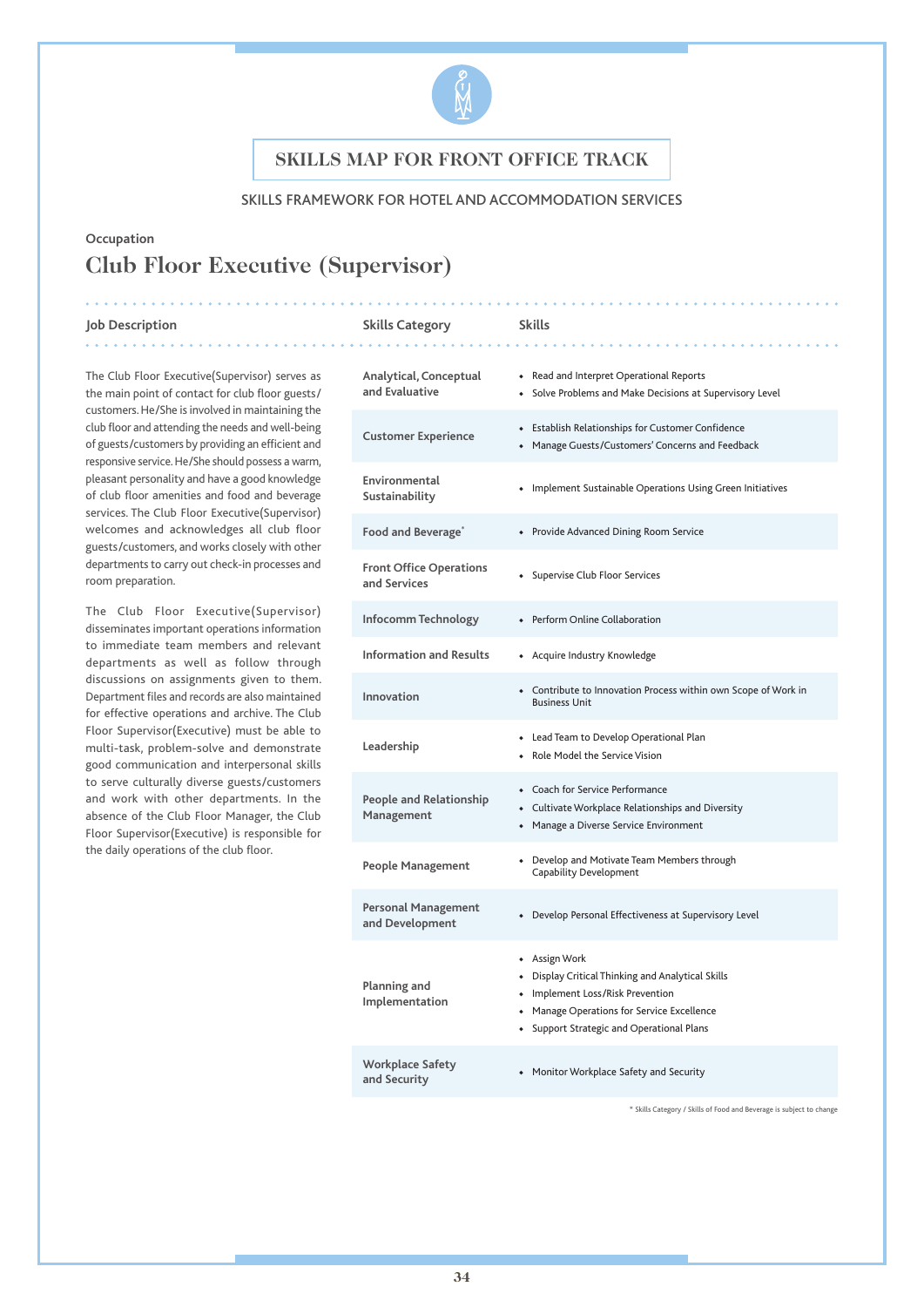# SKILLS MAP FOR FRONT OFFICE TRACK

SKILLS FRAMEWORK FOR HOTEL AND ACCOMMODATION SERVICES

Occupation

## Club Floor Executive (Supervisor)

### Job Description

The Club Floor Executive(Supervisor) serves as the main point of contact for club floor guests/customers. He/She is involved in maintaining the club floor and attending the needs and well-being of guests/customers by providing an efficient and responsive service. He/She should possess a warm, pleasant personality and have a good knowledge of club floor amenities and food and beverage services. The Club Floor Executive(Supervisor) welcomes and acknowledges all club floor guests/customers, and works closely with other departments to carry out check-in processes and room preparation.

The Club Floor Executive(Supervisor) disseminates important operations information to immediate team members and relevant departments as well as follow through discussions on assignments given to them. Department files and records are also maintained for effective operations and archive. The Club Floor Supervisor(Executive) must be able to multi-task, problem-solve and demonstrate good communication and interpersonal skills to serve culturally diverse guests/customers and work with other departments. In the absence of the Club Floor Manager, the Club Floor Supervisor(Executive) is responsible for the daily operations of the club floor.

| Skills Category | Skills |
|---|---|
| Analytical, Conceptual and Evaluative | • Read and Interpret Operational Reports<br>• Solve Problems and Make Decisions at Supervisory Level |
| Customer Experience | • Establish Relationships for Customer Confidence<br>• Manage Guests/Customers' Concerns and Feedback |
| Environmental Sustainability | • Implement Sustainable Operations Using Green Initiatives |
| Food and Beverage* | • Provide Advanced Dining Room Service |
| Front Office Operations and Services | • Supervise Club Floor Services |
| Infocomm Technology | • Perform Online Collaboration |
| Information and Results | • Acquire Industry Knowledge |
| Innovation | • Contribute to Innovation Process within own Scope of Work in Business Unit |
| Leadership | • Lead Team to Develop Operational Plan<br>• Role Model the Service Vision |
| People and Relationship Management | • Coach for Service Performance<br>• Cultivate Workplace Relationships and Diversity<br>• Manage a Diverse Service Environment |
| People Management | • Develop and Motivate Team Members through Capability Development |
| Personal Management and Development | • Develop Personal Effectiveness at Supervisory Level |
| Planning and Implementation | • Assign Work<br>• Display Critical Thinking and Analytical Skills<br>• Implement Loss/Risk Prevention<br>• Manage Operations for Service Excellence<br>• Support Strategic and Operational Plans |
| Workplace Safety and Security | • Monitor Workplace Safety and Security |

\* Skills Category / Skills of Food and Beverage is subject to change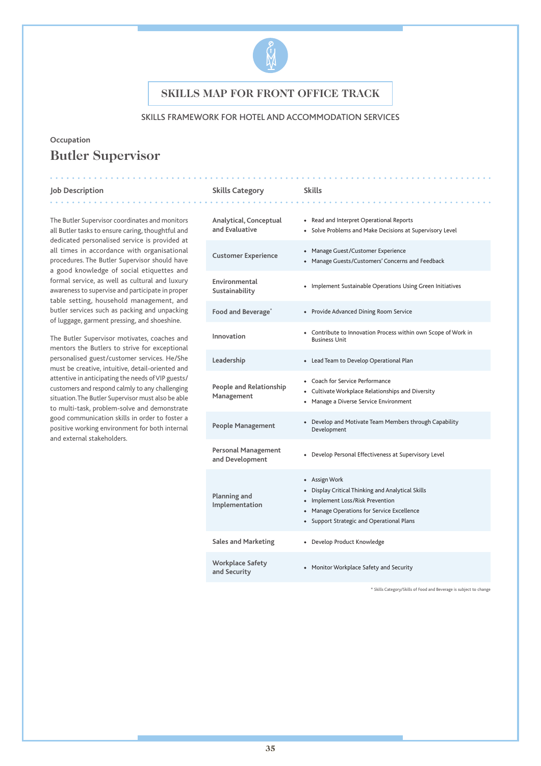# SKILLS MAP FOR FRONT OFFICE TRACK

SKILLS FRAMEWORK FOR HOTEL AND ACCOMMODATION SERVICES

Occupation

## Butler Supervisor

### Job Description

The Butler Supervisor coordinates and monitors all Butler tasks to ensure caring, thoughtful and dedicated personalised service is provided at all times in accordance with organisational procedures. The Butler Supervisor should have a good knowledge of social etiquettes and formal service, as well as cultural and luxury awareness to supervise and participate in proper table setting, household management, and butler services such as packing and unpacking of luggage, garment pressing, and shoeshine.

The Butler Supervisor motivates, coaches and mentors the Butlers to strive for exceptional personalised guest/customer services. He/She must be creative, intuitive, detail-oriented and attentive in anticipating the needs of VIP guests/customers and respond calmly to any challenging situation. The Butler Supervisor must also be able to multi-task, problem-solve and demonstrate good communication skills in order to foster a positive working environment for both internal and external stakeholders.

| Skills Category | Skills |
|---|---|
| Analytical, Conceptual and Evaluative | • Read and Interpret Operational Reports<br>• Solve Problems and Make Decisions at Supervisory Level |
| Customer Experience | • Manage Guest/Customer Experience<br>• Manage Guests/Customers' Concerns and Feedback |
| Environmental Sustainability | • Implement Sustainable Operations Using Green Initiatives |
| Food and Beverage* | • Provide Advanced Dining Room Service |
| Innovation | • Contribute to Innovation Process within own Scope of Work in Business Unit |
| Leadership | • Lead Team to Develop Operational Plan |
| People and Relationship Management | • Coach for Service Performance<br>• Cultivate Workplace Relationships and Diversity<br>• Manage a Diverse Service Environment |
| People Management | • Develop and Motivate Team Members through Capability Development |
| Personal Management and Development | • Develop Personal Effectiveness at Supervisory Level |
| Planning and Implementation | • Assign Work<br>• Display Critical Thinking and Analytical Skills<br>• Implement Loss/Risk Prevention<br>• Manage Operations for Service Excellence<br>• Support Strategic and Operational Plans |
| Sales and Marketing | • Develop Product Knowledge |
| Workplace Safety and Security | • Monitor Workplace Safety and Security |

* Skills Category/Skills of Food and Beverage is subject to change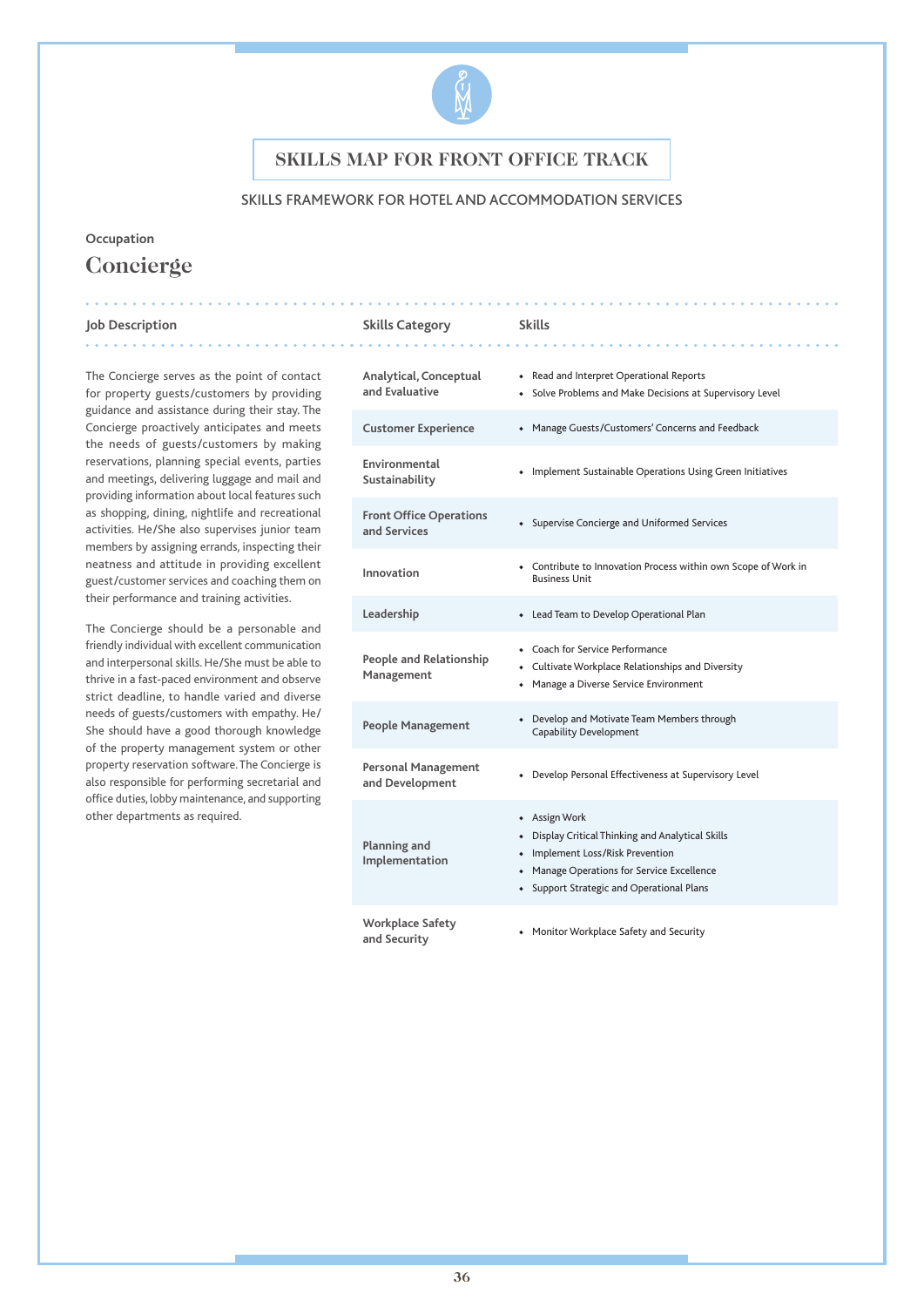# SKILLS MAP FOR FRONT OFFICE TRACK

SKILLS FRAMEWORK FOR HOTEL AND ACCOMMODATION SERVICES

Occupation

## Concierge

### Job Description

The Concierge serves as the point of contact for property guests/customers by providing guidance and assistance during their stay. The Concierge proactively anticipates and meets the needs of guests/customers by making reservations, planning special events, parties and meetings, delivering luggage and mail and providing information about local features such as shopping, dining, nightlife and recreational activities. He/She also supervises junior team members by assigning errands, inspecting their neatness and attitude in providing excellent guest/customer services and coaching them on their performance and training activities.

The Concierge should be a personable and friendly individual with excellent communication and interpersonal skills. He/She must be able to thrive in a fast-paced environment and observe strict deadline, to handle varied and diverse needs of guests/customers with empathy. He/She should have a good thorough knowledge of the property management system or other property reservation software. The Concierge is also responsible for performing secretarial and office duties, lobby maintenance, and supporting other departments as required.

| Skills Category | Skills |
|---|---|
| Analytical, Conceptual and Evaluative | • Read and Interpret Operational Reports<br>• Solve Problems and Make Decisions at Supervisory Level |
| Customer Experience | • Manage Guests/Customers' Concerns and Feedback |
| Environmental Sustainability | • Implement Sustainable Operations Using Green Initiatives |
| Front Office Operations and Services | • Supervise Concierge and Uniformed Services |
| Innovation | • Contribute to Innovation Process within own Scope of Work in Business Unit |
| Leadership | • Lead Team to Develop Operational Plan |
| People and Relationship Management | • Coach for Service Performance<br>• Cultivate Workplace Relationships and Diversity<br>• Manage a Diverse Service Environment |
| People Management | • Develop and Motivate Team Members through Capability Development |
| Personal Management and Development | • Develop Personal Effectiveness at Supervisory Level |
| Planning and Implementation | • Assign Work<br>• Display Critical Thinking and Analytical Skills<br>• Implement Loss/Risk Prevention<br>• Manage Operations for Service Excellence<br>• Support Strategic and Operational Plans |
| Workplace Safety and Security | • Monitor Workplace Safety and Security |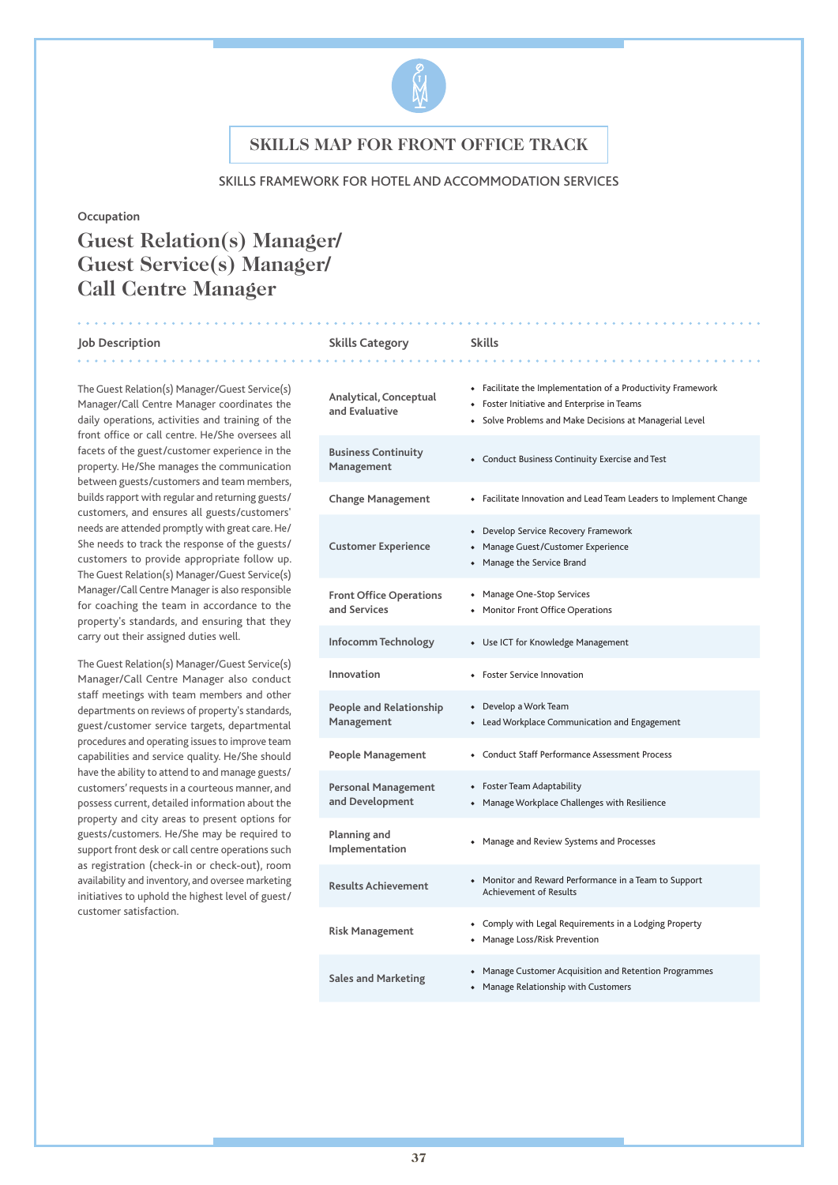# SKILLS MAP FOR FRONT OFFICE TRACK

SKILLS FRAMEWORK FOR HOTEL AND ACCOMMODATION SERVICES

Occupation

## Guest Relation(s) Manager/ Guest Service(s) Manager/ Call Centre Manager

### Job Description

The Guest Relation(s) Manager/Guest Service(s) Manager/Call Centre Manager coordinates the daily operations, activities and training of the front office or call centre. He/She oversees all facets of the guest/customer experience in the property. He/She manages the communication between guests/customers and team members, builds rapport with regular and returning guests/customers, and ensures all guests/customers' needs are attended promptly with great care. He/She needs to track the response of the guests/customers to provide appropriate follow up. The Guest Relation(s) Manager/Guest Service(s) Manager/Call Centre Manager is also responsible for coaching the team in accordance to the property's standards, and ensuring that they carry out their assigned duties well.

The Guest Relation(s) Manager/Guest Service(s) Manager/Call Centre Manager also conduct staff meetings with team members and other departments on reviews of property's standards, guest/customer service targets, departmental procedures and operating issues to improve team capabilities and service quality. He/She should have the ability to attend to and manage guests/customers' requests in a courteous manner, and possess current, detailed information about the property and city areas to present options for guests/customers. He/She may be required to support front desk or call centre operations such as registration (check-in or check-out), room availability and inventory, and oversee marketing initiatives to uphold the highest level of guest/customer satisfaction.

| Skills Category | Skills |
|---|---|
| Analytical, Conceptual and Evaluative | • Facilitate the Implementation of a Productivity Framework<br>• Foster Initiative and Enterprise in Teams<br>• Solve Problems and Make Decisions at Managerial Level |
| Business Continuity Management | • Conduct Business Continuity Exercise and Test |
| Change Management | • Facilitate Innovation and Lead Team Leaders to Implement Change |
| Customer Experience | • Develop Service Recovery Framework<br>• Manage Guest/Customer Experience<br>• Manage the Service Brand |
| Front Office Operations and Services | • Manage One-Stop Services<br>• Monitor Front Office Operations |
| Infocomm Technology | • Use ICT for Knowledge Management |
| Innovation | • Foster Service Innovation |
| People and Relationship Management | • Develop a Work Team<br>• Lead Workplace Communication and Engagement |
| People Management | • Conduct Staff Performance Assessment Process |
| Personal Management and Development | • Foster Team Adaptability<br>• Manage Workplace Challenges with Resilience |
| Planning and Implementation | • Manage and Review Systems and Processes |
| Results Achievement | • Monitor and Reward Performance in a Team to Support Achievement of Results |
| Risk Management | • Comply with Legal Requirements in a Lodging Property<br>• Manage Loss/Risk Prevention |
| Sales and Marketing | • Manage Customer Acquisition and Retention Programmes<br>• Manage Relationship with Customers |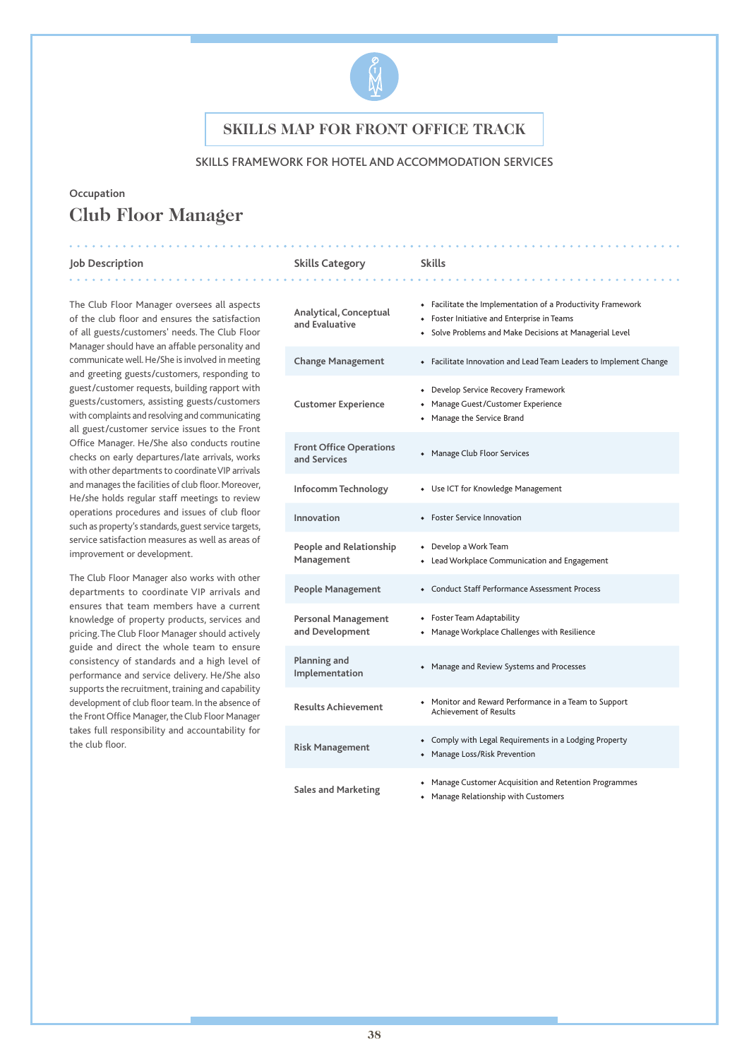# SKILLS MAP FOR FRONT OFFICE TRACK

SKILLS FRAMEWORK FOR HOTEL AND ACCOMMODATION SERVICES

Occupation

## Club Floor Manager

### Job Description

The Club Floor Manager oversees all aspects of the club floor and ensures the satisfaction of all guests/customers' needs. The Club Floor Manager should have an affable personality and communicate well. He/She is involved in meeting and greeting guests/customers, responding to guest/customer requests, building rapport with guests/customers, assisting guests/customers with complaints and resolving and communicating all guest/customer service issues to the Front Office Manager. He/She also conducts routine checks on early departures/late arrivals, works with other departments to coordinate VIP arrivals and manages the facilities of club floor. Moreover, He/she holds regular staff meetings to review operations procedures and issues of club floor such as property's standards, guest service targets, service satisfaction measures as well as areas of improvement or development.

The Club Floor Manager also works with other departments to coordinate VIP arrivals and ensures that team members have a current knowledge of property products, services and pricing. The Club Floor Manager should actively guide and direct the whole team to ensure consistency of standards and a high level of performance and service delivery. He/She also supports the recruitment, training and capability development of club floor team. In the absence of the Front Office Manager, the Club Floor Manager takes full responsibility and accountability for the club floor.

| Skills Category | Skills |
|---|---|
| Analytical, Conceptual and Evaluative | • Facilitate the Implementation of a Productivity Framework<br>• Foster Initiative and Enterprise in Teams<br>• Solve Problems and Make Decisions at Managerial Level |
| Change Management | • Facilitate Innovation and Lead Team Leaders to Implement Change |
| Customer Experience | • Develop Service Recovery Framework<br>• Manage Guest/Customer Experience<br>• Manage the Service Brand |
| Front Office Operations and Services | • Manage Club Floor Services |
| Infocomm Technology | • Use ICT for Knowledge Management |
| Innovation | • Foster Service Innovation |
| People and Relationship Management | • Develop a Work Team<br>• Lead Workplace Communication and Engagement |
| People Management | • Conduct Staff Performance Assessment Process |
| Personal Management and Development | • Foster Team Adaptability<br>• Manage Workplace Challenges with Resilience |
| Planning and Implementation | • Manage and Review Systems and Processes |
| Results Achievement | • Monitor and Reward Performance in a Team to Support Achievement of Results |
| Risk Management | • Comply with Legal Requirements in a Lodging Property<br>• Manage Loss/Risk Prevention |
| Sales and Marketing | • Manage Customer Acquisition and Retention Programmes<br>• Manage Relationship with Customers |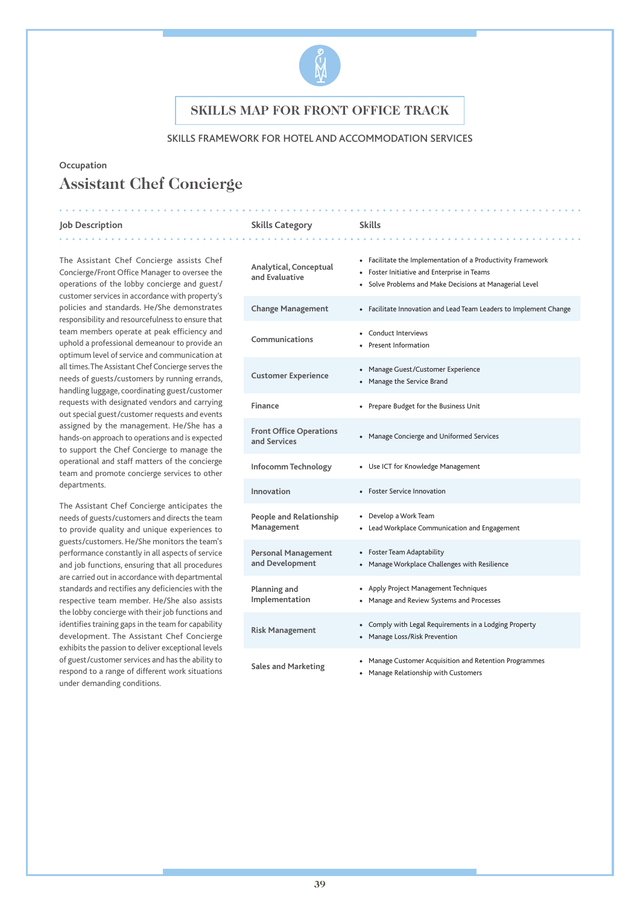# SKILLS MAP FOR FRONT OFFICE TRACK

SKILLS FRAMEWORK FOR HOTEL AND ACCOMMODATION SERVICES

Occupation

## Assistant Chef Concierge

### Job Description

The Assistant Chef Concierge assists Chef Concierge/Front Office Manager to oversee the operations of the lobby concierge and guest/customer services in accordance with property's policies and standards. He/She demonstrates responsibility and resourcefulness to ensure that team members operate at peak efficiency and uphold a professional demeanour to provide an optimum level of service and communication at all times. The Assistant Chef Concierge serves the needs of guests/customers by running errands, handling luggage, coordinating guest/customer requests with designated vendors and carrying out special guest/customer requests and events assigned by the management. He/She has a hands-on approach to operations and is expected to support the Chef Concierge to manage the operational and staff matters of the concierge team and promote concierge services to other departments.

The Assistant Chef Concierge anticipates the needs of guests/customers and directs the team to provide quality and unique experiences to guests/customers. He/She monitors the team's performance constantly in all aspects of service and job functions, ensuring that all procedures are carried out in accordance with departmental standards and rectifies any deficiencies with the respective team member. He/She also assists the lobby concierge with their job functions and identifies training gaps in the team for capability development. The Assistant Chef Concierge exhibits the passion to deliver exceptional levels of guest/customer services and has the ability to respond to a range of different work situations under demanding conditions.

| Skills Category | Skills |
|---|---|
| Analytical, Conceptual and Evaluative | • Facilitate the Implementation of a Productivity Framework<br>• Foster Initiative and Enterprise in Teams<br>• Solve Problems and Make Decisions at Managerial Level |
| Change Management | • Facilitate Innovation and Lead Team Leaders to Implement Change |
| Communications | • Conduct Interviews<br>• Present Information |
| Customer Experience | • Manage Guest/Customer Experience<br>• Manage the Service Brand |
| Finance | • Prepare Budget for the Business Unit |
| Front Office Operations and Services | • Manage Concierge and Uniformed Services |
| Infocomm Technology | • Use ICT for Knowledge Management |
| Innovation | • Foster Service Innovation |
| People and Relationship Management | • Develop a Work Team<br>• Lead Workplace Communication and Engagement |
| Personal Management and Development | • Foster Team Adaptability<br>• Manage Workplace Challenges with Resilience |
| Planning and Implementation | • Apply Project Management Techniques<br>• Manage and Review Systems and Processes |
| Risk Management | • Comply with Legal Requirements in a Lodging Property<br>• Manage Loss/Risk Prevention |
| Sales and Marketing | • Manage Customer Acquisition and Retention Programmes<br>• Manage Relationship with Customers |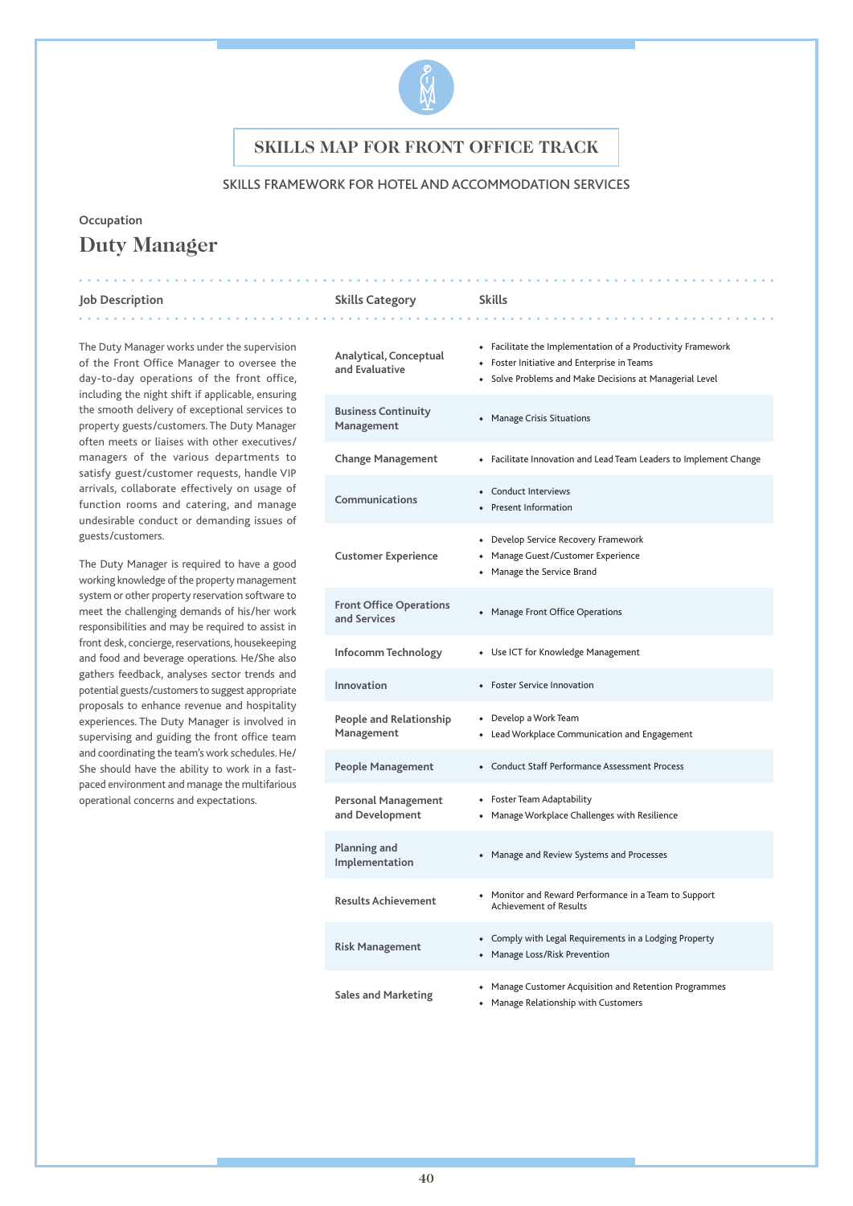# SKILLS MAP FOR FRONT OFFICE TRACK

SKILLS FRAMEWORK FOR HOTEL AND ACCOMMODATION SERVICES

Occupation

## Duty Manager

### Job Description

The Duty Manager works under the supervision of the Front Office Manager to oversee the day-to-day operations of the front office, including the night shift if applicable, ensuring the smooth delivery of exceptional services to property guests/customers. The Duty Manager often meets or liaises with other executives/managers of the various departments to satisfy guest/customer requests, handle VIP arrivals, collaborate effectively on usage of function rooms and catering, and manage undesirable conduct or demanding issues of guests/customers.

The Duty Manager is required to have a good working knowledge of the property management system or other property reservation software to meet the challenging demands of his/her work responsibilities and may be required to assist in front desk, concierge, reservations, housekeeping and food and beverage operations. He/She also gathers feedback, analyses sector trends and potential guests/customers to suggest appropriate proposals to enhance revenue and hospitality experiences. The Duty Manager is involved in supervising and guiding the front office team and coordinating the team's work schedules. He/She should have the ability to work in a fast-paced environment and manage the multifarious operational concerns and expectations.

| Skills Category | Skills |
|---|---|
| Analytical, Conceptual and Evaluative | • Facilitate the Implementation of a Productivity Framework<br>• Foster Initiative and Enterprise in Teams<br>• Solve Problems and Make Decisions at Managerial Level |
| Business Continuity Management | • Manage Crisis Situations |
| Change Management | • Facilitate Innovation and Lead Team Leaders to Implement Change |
| Communications | • Conduct Interviews<br>• Present Information |
| Customer Experience | • Develop Service Recovery Framework<br>• Manage Guest/Customer Experience<br>• Manage the Service Brand |
| Front Office Operations and Services | • Manage Front Office Operations |
| Infocomm Technology | • Use ICT for Knowledge Management |
| Innovation | • Foster Service Innovation |
| People and Relationship Management | • Develop a Work Team<br>• Lead Workplace Communication and Engagement |
| People Management | • Conduct Staff Performance Assessment Process |
| Personal Management and Development | • Foster Team Adaptability<br>• Manage Workplace Challenges with Resilience |
| Planning and Implementation | • Manage and Review Systems and Processes |
| Results Achievement | • Monitor and Reward Performance in a Team to Support Achievement of Results |
| Risk Management | • Comply with Legal Requirements in a Lodging Property<br>• Manage Loss/Risk Prevention |
| Sales and Marketing | • Manage Customer Acquisition and Retention Programmes<br>• Manage Relationship with Customers |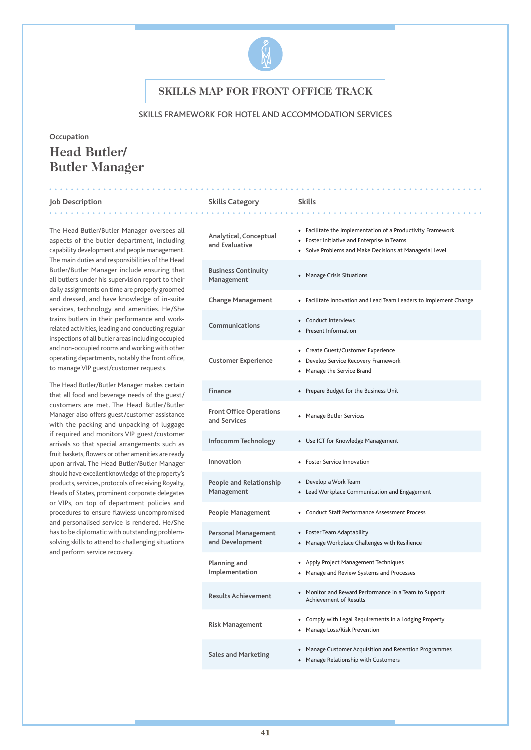# SKILLS MAP FOR FRONT OFFICE TRACK

SKILLS FRAMEWORK FOR HOTEL AND ACCOMMODATION SERVICES

Occupation

## Head Butler/ Butler Manager

### Job Description

The Head Butler/Butler Manager oversees all aspects of the butler department, including capability development and people management. The main duties and responsibilities of the Head Butler/Butler Manager include ensuring that all butlers under his supervision report to their daily assignments on time are properly groomed and dressed, and have knowledge of in-suite services, technology and amenities. He/She trains butlers in their performance and work-related activities, leading and conducting regular inspections of all butler areas including occupied and non-occupied rooms and working with other operating departments, notably the front office, to manage VIP guest/customer requests.

The Head Butler/Butler Manager makes certain that all food and beverage needs of the guest/customers are met. The Head Butler/Butler Manager also offers guest/customer assistance with the packing and unpacking of luggage if required and monitors VIP guest/customer arrivals so that special arrangements such as fruit baskets, flowers or other amenities are ready upon arrival. The Head Butler/Butler Manager should have excellent knowledge of the property's products, services, protocols of receiving Royalty, Heads of States, prominent corporate delegates or VIPs, on top of department policies and procedures to ensure flawless uncompromised and personalised service is rendered. He/She has to be diplomatic with outstanding problem-solving skills to attend to challenging situations and perform service recovery.

| Skills Category | Skills |
|---|---|
| Analytical, Conceptual and Evaluative | • Facilitate the Implementation of a Productivity Framework<br>• Foster Initiative and Enterprise in Teams<br>• Solve Problems and Make Decisions at Managerial Level |
| Business Continuity Management | • Manage Crisis Situations |
| Change Management | • Facilitate Innovation and Lead Team Leaders to Implement Change |
| Communications | • Conduct Interviews<br>• Present Information |
| Customer Experience | • Create Guest/Customer Experience<br>• Develop Service Recovery Framework<br>• Manage the Service Brand |
| Finance | • Prepare Budget for the Business Unit |
| Front Office Operations and Services | • Manage Butler Services |
| Infocomm Technology | • Use ICT for Knowledge Management |
| Innovation | • Foster Service Innovation |
| People and Relationship Management | • Develop a Work Team<br>• Lead Workplace Communication and Engagement |
| People Management | • Conduct Staff Performance Assessment Process |
| Personal Management and Development | • Foster Team Adaptability<br>• Manage Workplace Challenges with Resilience |
| Planning and Implementation | • Apply Project Management Techniques<br>• Manage and Review Systems and Processes |
| Results Achievement | • Monitor and Reward Performance in a Team to Support Achievement of Results |
| Risk Management | • Comply with Legal Requirements in a Lodging Property<br>• Manage Loss/Risk Prevention |
| Sales and Marketing | • Manage Customer Acquisition and Retention Programmes<br>• Manage Relationship with Customers |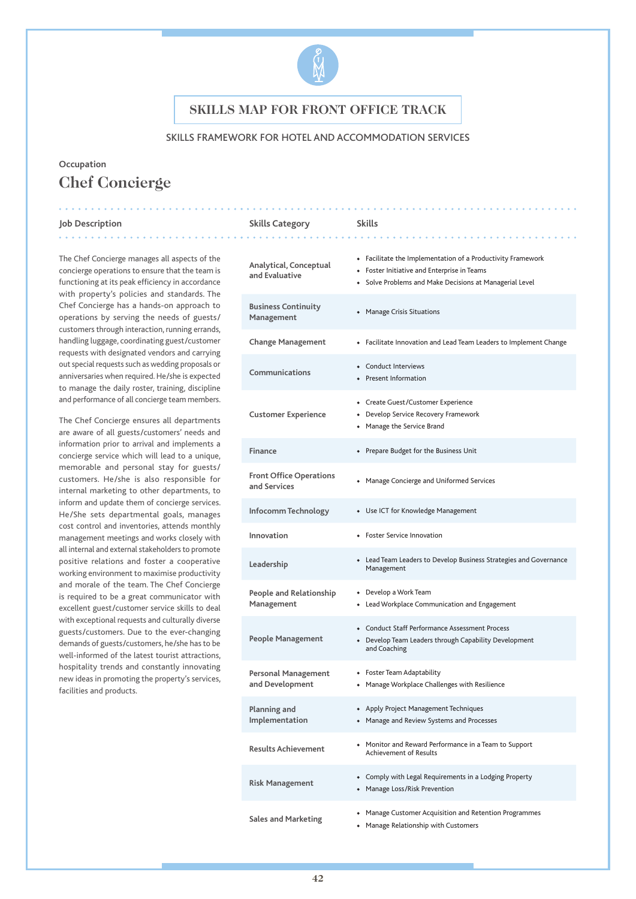# SKILLS MAP FOR FRONT OFFICE TRACK

SKILLS FRAMEWORK FOR HOTEL AND ACCOMMODATION SERVICES

Occupation

## Chef Concierge

### Job Description

The Chef Concierge manages all aspects of the concierge operations to ensure that the team is functioning at its peak efficiency in accordance with property's policies and standards. The Chef Concierge has a hands-on approach to operations by serving the needs of guests/customers through interaction, running errands, handling luggage, coordinating guest/customer requests with designated vendors and carrying out special requests such as wedding proposals or anniversaries when required. He/she is expected to manage the daily roster, training, discipline and performance of all concierge team members.

The Chef Concierge ensures all departments are aware of all guests/customers' needs and information prior to arrival and implements a concierge service which will lead to a unique, memorable and personal stay for guests/customers. He/she is also responsible for internal marketing to other departments, to inform and update them of concierge services. He/She sets departmental goals, manages cost control and inventories, attends monthly management meetings and works closely with all internal and external stakeholders to promote positive relations and foster a cooperative working environment to maximise productivity and morale of the team. The Chef Concierge is required to be a great communicator with excellent guest/customer service skills to deal with exceptional requests and culturally diverse guests/customers. Due to the ever-changing demands of guests/customers, he/she has to be well-informed of the latest tourist attractions, hospitality trends and constantly innovating new ideas in promoting the property's services, facilities and products.

| Skills Category | Skills |
|---|---|
| Analytical, Conceptual and Evaluative | • Facilitate the Implementation of a Productivity Framework<br>• Foster Initiative and Enterprise in Teams<br>• Solve Problems and Make Decisions at Managerial Level |
| Business Continuity Management | • Manage Crisis Situations |
| Change Management | • Facilitate Innovation and Lead Team Leaders to Implement Change |
| Communications | • Conduct Interviews<br>• Present Information |
| Customer Experience | • Create Guest/Customer Experience<br>• Develop Service Recovery Framework<br>• Manage the Service Brand |
| Finance | • Prepare Budget for the Business Unit |
| Front Office Operations and Services | • Manage Concierge and Uniformed Services |
| Infocomm Technology | • Use ICT for Knowledge Management |
| Innovation | • Foster Service Innovation |
| Leadership | • Lead Team Leaders to Develop Business Strategies and Governance Management |
| People and Relationship Management | • Develop a Work Team<br>• Lead Workplace Communication and Engagement |
| People Management | • Conduct Staff Performance Assessment Process<br>• Develop Team Leaders through Capability Development and Coaching |
| Personal Management and Development | • Foster Team Adaptability<br>• Manage Workplace Challenges with Resilience |
| Planning and Implementation | • Apply Project Management Techniques<br>• Manage and Review Systems and Processes |
| Results Achievement | • Monitor and Reward Performance in a Team to Support Achievement of Results |
| Risk Management | • Comply with Legal Requirements in a Lodging Property<br>• Manage Loss/Risk Prevention |
| Sales and Marketing | • Manage Customer Acquisition and Retention Programmes<br>• Manage Relationship with Customers |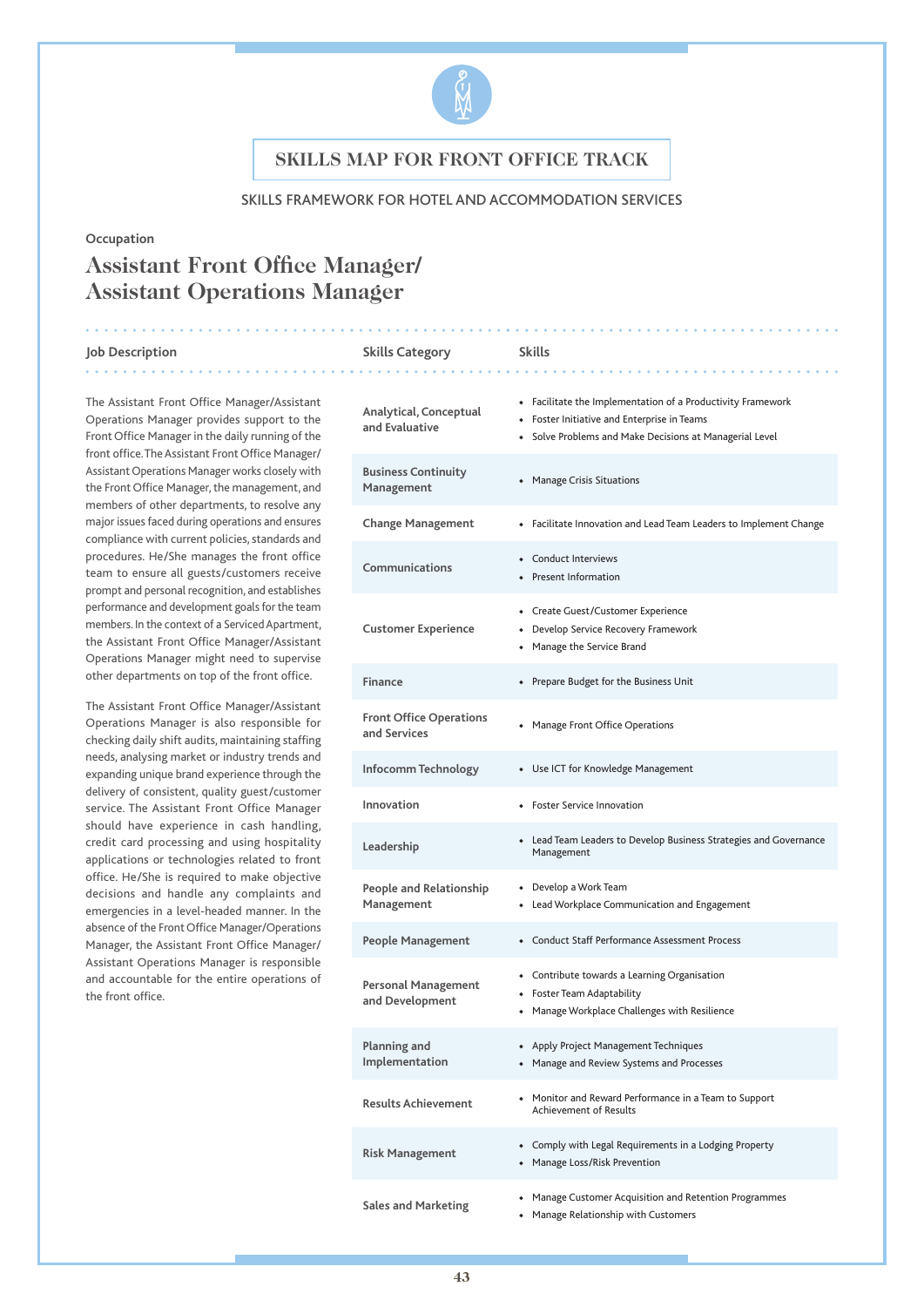# SKILLS MAP FOR FRONT OFFICE TRACK

SKILLS FRAMEWORK FOR HOTEL AND ACCOMMODATION SERVICES

Occupation

## Assistant Front Office Manager/ Assistant Operations Manager

### Job Description

The Assistant Front Office Manager/Assistant Operations Manager provides support to the Front Office Manager in the daily running of the front office. The Assistant Front Office Manager/ Assistant Operations Manager works closely with the Front Office Manager, the management, and members of other departments, to resolve any major issues faced during operations and ensures compliance with current policies, standards and procedures. He/She manages the front office team to ensure all guests/customers receive prompt and personal recognition, and establishes performance and development goals for the team members. In the context of a Serviced Apartment, the Assistant Front Office Manager/Assistant Operations Manager might need to supervise other departments on top of the front office.

The Assistant Front Office Manager/Assistant Operations Manager is also responsible for checking daily shift audits, maintaining staffing needs, analysing market or industry trends and expanding unique brand experience through the delivery of consistent, quality guest/customer service. The Assistant Front Office Manager should have experience in cash handling, credit card processing and using hospitality applications or technologies related to front office. He/She is required to make objective decisions and handle any complaints and emergencies in a level-headed manner. In the absence of the Front Office Manager/Operations Manager, the Assistant Front Office Manager/ Assistant Operations Manager is responsible and accountable for the entire operations of the front office.

| Skills Category | Skills |
|---|---|
| Analytical, Conceptual and Evaluative | • Facilitate the Implementation of a Productivity Framework<br>• Foster Initiative and Enterprise in Teams<br>• Solve Problems and Make Decisions at Managerial Level |
| Business Continuity Management | • Manage Crisis Situations |
| Change Management | • Facilitate Innovation and Lead Team Leaders to Implement Change |
| Communications | • Conduct Interviews<br>• Present Information |
| Customer Experience | • Create Guest/Customer Experience<br>• Develop Service Recovery Framework<br>• Manage the Service Brand |
| Finance | • Prepare Budget for the Business Unit |
| Front Office Operations and Services | • Manage Front Office Operations |
| Infocomm Technology | • Use ICT for Knowledge Management |
| Innovation | • Foster Service Innovation |
| Leadership | • Lead Team Leaders to Develop Business Strategies and Governance Management |
| People and Relationship Management | • Develop a Work Team<br>• Lead Workplace Communication and Engagement |
| People Management | • Conduct Staff Performance Assessment Process |
| Personal Management and Development | • Contribute towards a Learning Organisation<br>• Foster Team Adaptability<br>• Manage Workplace Challenges with Resilience |
| Planning and Implementation | • Apply Project Management Techniques<br>• Manage and Review Systems and Processes |
| Results Achievement | • Monitor and Reward Performance in a Team to Support Achievement of Results |
| Risk Management | • Comply with Legal Requirements in a Lodging Property<br>• Manage Loss/Risk Prevention |
| Sales and Marketing | • Manage Customer Acquisition and Retention Programmes<br>• Manage Relationship with Customers |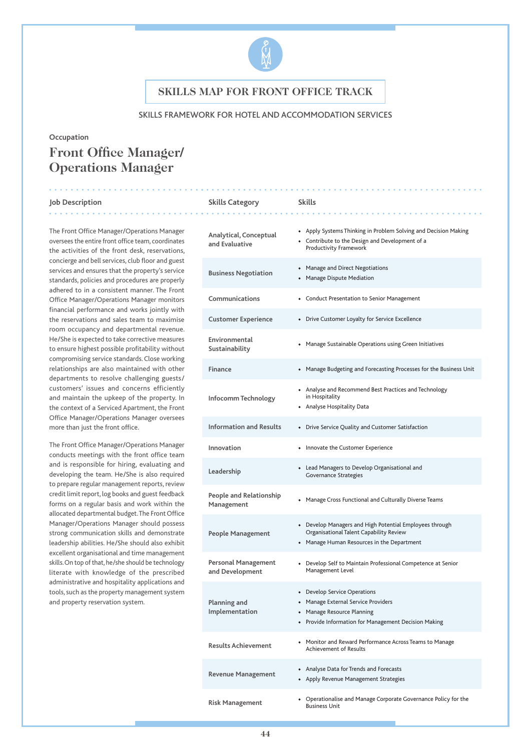# SKILLS MAP FOR FRONT OFFICE TRACK

SKILLS FRAMEWORK FOR HOTEL AND ACCOMMODATION SERVICES

Occupation

## Front Office Manager/ Operations Manager

### Job Description

The Front Office Manager/Operations Manager oversees the entire front office team, coordinates the activities of the front desk, reservations, concierge and bell services, club floor and guest services and ensures that the property's service standards, policies and procedures are properly adhered to in a consistent manner. The Front Office Manager/Operations Manager monitors financial performance and works jointly with the reservations and sales team to maximise room occupancy and departmental revenue. He/She is expected to take corrective measures to ensure highest possible profitability without compromising service standards. Close working relationships are also maintained with other departments to resolve challenging guests/customers' issues and concerns efficiently and maintain the upkeep of the property. In the context of a Serviced Apartment, the Front Office Manager/Operations Manager oversees more than just the front office.

The Front Office Manager/Operations Manager conducts meetings with the front office team and is responsible for hiring, evaluating and developing the team. He/She is also required to prepare regular management reports, review credit limit report, log books and guest feedback forms on a regular basis and work within the allocated departmental budget. The Front Office Manager/Operations Manager should possess strong communication skills and demonstrate leadership abilities. He/She should also exhibit excellent organisational and time management skills. On top of that, he/she should be technology literate with knowledge of the prescribed administrative and hospitality applications and tools, such as the property management system and property reservation system.

| Skills Category | Skills |
|---|---|
| Analytical, Conceptual and Evaluative | • Apply Systems Thinking in Problem Solving and Decision Making<br>• Contribute to the Design and Development of a Productivity Framework |
| Business Negotiation | • Manage and Direct Negotiations<br>• Manage Dispute Mediation |
| Communications | • Conduct Presentation to Senior Management |
| Customer Experience | • Drive Customer Loyalty for Service Excellence |
| Environmental Sustainability | • Manage Sustainable Operations using Green Initiatives |
| Finance | • Manage Budgeting and Forecasting Processes for the Business Unit |
| Infocomm Technology | • Analyse and Recommend Best Practices and Technology in Hospitality<br>• Analyse Hospitality Data |
| Information and Results | • Drive Service Quality and Customer Satisfaction |
| Innovation | • Innovate the Customer Experience |
| Leadership | • Lead Managers to Develop Organisational and Governance Strategies |
| People and Relationship Management | • Manage Cross Functional and Culturally Diverse Teams |
| People Management | • Develop Managers and High Potential Employees through Organisational Talent Capability Review<br>• Manage Human Resources in the Department |
| Personal Management and Development | • Develop Self to Maintain Professional Competence at Senior Management Level |
| Planning and Implementation | • Develop Service Operations<br>• Manage External Service Providers<br>• Manage Resource Planning<br>• Provide Information for Management Decision Making |
| Results Achievement | • Monitor and Reward Performance Across Teams to Manage Achievement of Results |
| Revenue Management | • Analyse Data for Trends and Forecasts<br>• Apply Revenue Management Strategies |
| Risk Management | • Operationalise and Manage Corporate Governance Policy for the Business Unit |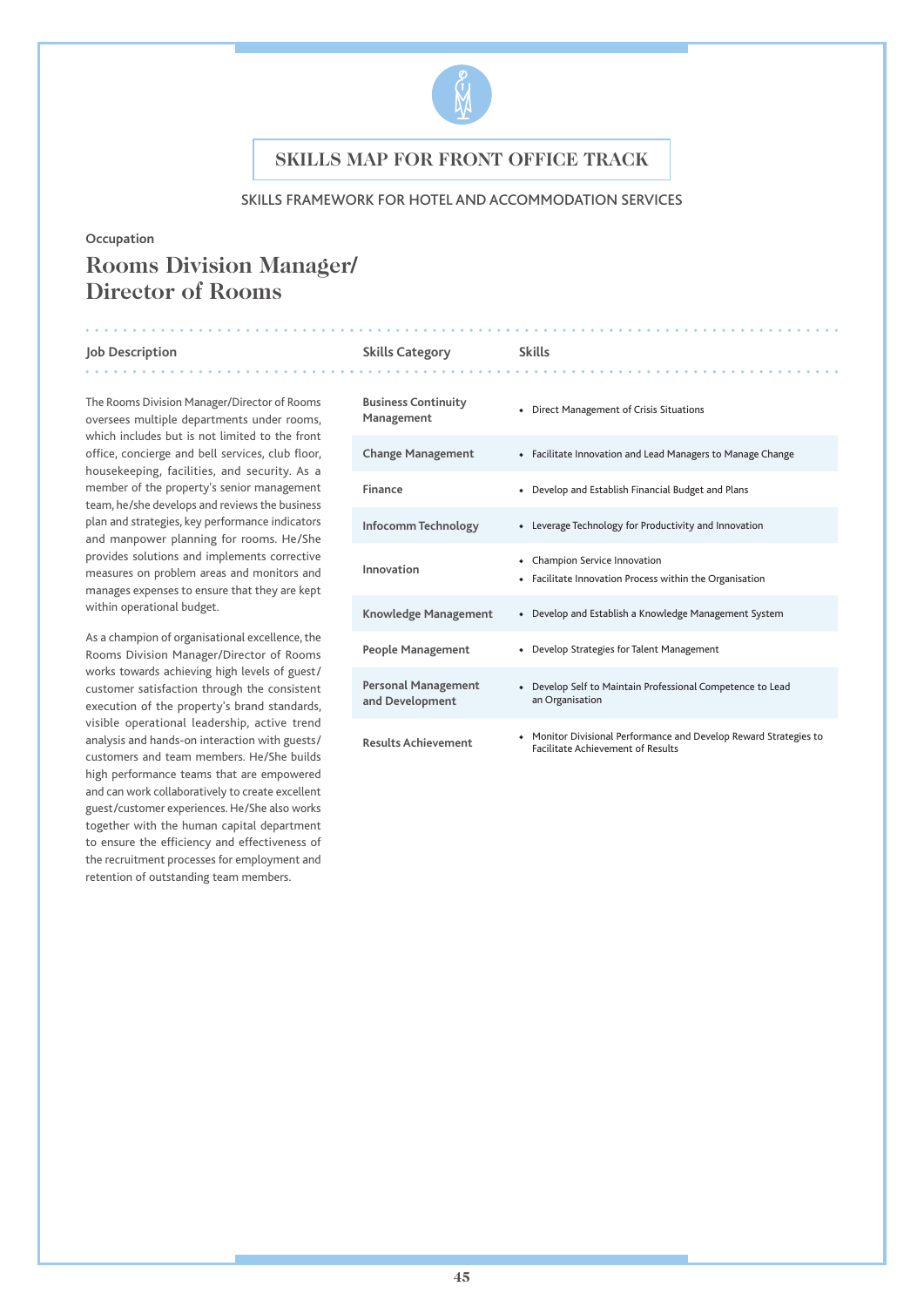# SKILLS MAP FOR FRONT OFFICE TRACK

SKILLS FRAMEWORK FOR HOTEL AND ACCOMMODATION SERVICES

Occupation

## Rooms Division Manager/ Director of Rooms

### Job Description

The Rooms Division Manager/Director of Rooms oversees multiple departments under rooms, which includes but is not limited to the front office, concierge and bell services, club floor, housekeeping, facilities, and security. As a member of the property's senior management team, he/she develops and reviews the business plan and strategies, key performance indicators and manpower planning for rooms. He/She provides solutions and implements corrective measures on problem areas and monitors and manages expenses to ensure that they are kept within operational budget.

As a champion of organisational excellence, the Rooms Division Manager/Director of Rooms works towards achieving high levels of guest/customer satisfaction through the consistent execution of the property's brand standards, visible operational leadership, active trend analysis and hands-on interaction with guests/customers and team members. He/She builds high performance teams that are empowered and can work collaboratively to create excellent guest/customer experiences. He/She also works together with the human capital department to ensure the efficiency and effectiveness of the recruitment processes for employment and retention of outstanding team members.

| Skills Category | Skills |
|---|---|
| Business Continuity Management | • Direct Management of Crisis Situations |
| Change Management | • Facilitate Innovation and Lead Managers to Manage Change |
| Finance | • Develop and Establish Financial Budget and Plans |
| Infocomm Technology | • Leverage Technology for Productivity and Innovation |
| Innovation | • Champion Service Innovation<br>• Facilitate Innovation Process within the Organisation |
| Knowledge Management | • Develop and Establish a Knowledge Management System |
| People Management | • Develop Strategies for Talent Management |
| Personal Management and Development | • Develop Self to Maintain Professional Competence to Lead an Organisation |
| Results Achievement | • Monitor Divisional Performance and Develop Reward Strategies to Facilitate Achievement of Results |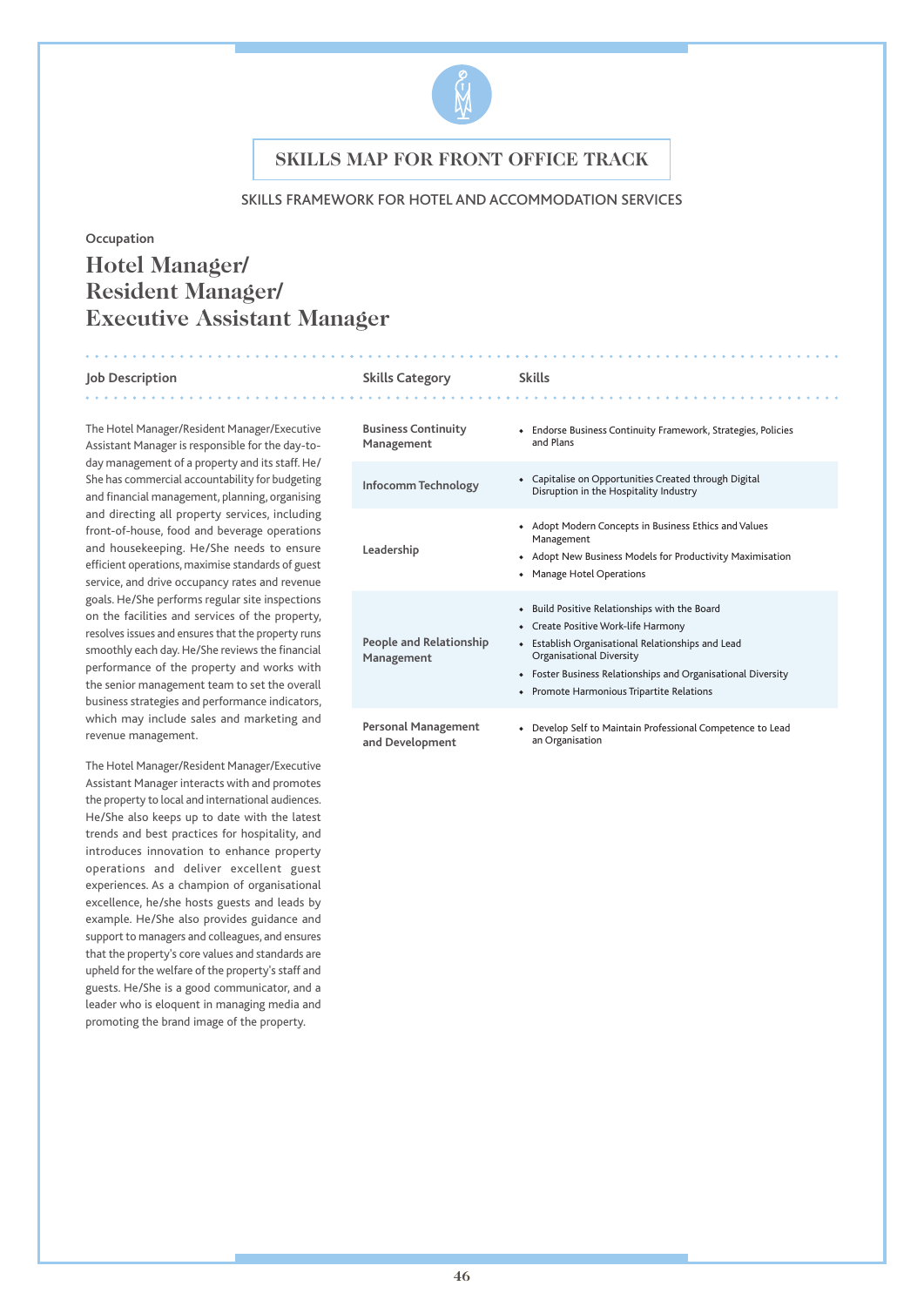# SKILLS MAP FOR FRONT OFFICE TRACK

SKILLS FRAMEWORK FOR HOTEL AND ACCOMMODATION SERVICES

Occupation

## Hotel Manager/ Resident Manager/ Executive Assistant Manager

**Job Description**

The Hotel Manager/Resident Manager/Executive Assistant Manager is responsible for the day-to-day management of a property and its staff. He/She has commercial accountability for budgeting and financial management, planning, organising and directing all property services, including front-of-house, food and beverage operations and housekeeping. He/She needs to ensure efficient operations, maximise standards of guest service, and drive occupancy rates and revenue goals. He/She performs regular site inspections on the facilities and services of the property, resolves issues and ensures that the property runs smoothly each day. He/She reviews the financial performance of the property and works with the senior management team to set the overall business strategies and performance indicators, which may include sales and marketing and revenue management.

The Hotel Manager/Resident Manager/Executive Assistant Manager interacts with and promotes the property to local and international audiences. He/She also keeps up to date with the latest trends and best practices for hospitality, and introduces innovation to enhance property operations and deliver excellent guest experiences. As a champion of organisational excellence, he/she hosts guests and leads by example. He/She also provides guidance and support to managers and colleagues, and ensures that the property's core values and standards are upheld for the welfare of the property's staff and guests. He/She is a good communicator, and a leader who is eloquent in managing media and promoting the brand image of the property.

| Skills Category | Skills |
|---|---|
| Business Continuity Management | • Endorse Business Continuity Framework, Strategies, Policies and Plans |
| Infocomm Technology | • Capitalise on Opportunities Created through Digital Disruption in the Hospitality Industry |
| Leadership | • Adopt Modern Concepts in Business Ethics and Values Management<br>• Adopt New Business Models for Productivity Maximisation<br>• Manage Hotel Operations |
| People and Relationship Management | • Build Positive Relationships with the Board<br>• Create Positive Work-life Harmony<br>• Establish Organisational Relationships and Lead Organisational Diversity<br>• Foster Business Relationships and Organisational Diversity<br>• Promote Harmonious Tripartite Relations |
| Personal Management and Development | • Develop Self to Maintain Professional Competence to Lead an Organisation |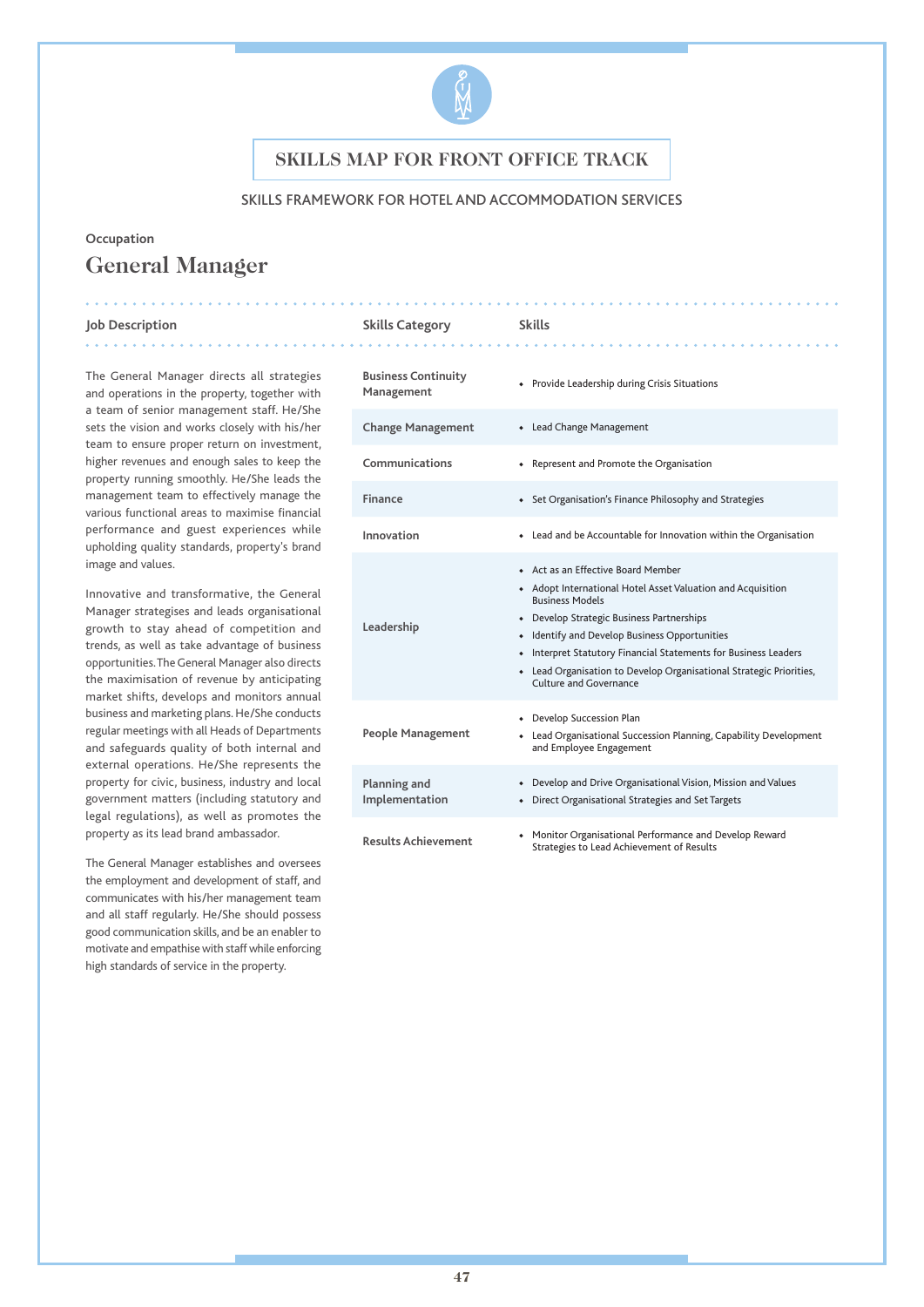# SKILLS MAP FOR FRONT OFFICE TRACK

SKILLS FRAMEWORK FOR HOTEL AND ACCOMMODATION SERVICES

Occupation

## General Manager

### Job Description

The General Manager directs all strategies and operations in the property, together with a team of senior management staff. He/She sets the vision and works closely with his/her team to ensure proper return on investment, higher revenues and enough sales to keep the property running smoothly. He/She leads the management team to effectively manage the various functional areas to maximise financial performance and guest experiences while upholding quality standards, property's brand image and values.

Innovative and transformative, the General Manager strategises and leads organisational growth to stay ahead of competition and trends, as well as take advantage of business opportunities. The General Manager also directs the maximisation of revenue by anticipating market shifts, develops and monitors annual business and marketing plans. He/She conducts regular meetings with all Heads of Departments and safeguards quality of both internal and external operations. He/She represents the property for civic, business, industry and local government matters (including statutory and legal regulations), as well as promotes the property as its lead brand ambassador.

The General Manager establishes and oversees the employment and development of staff, and communicates with his/her management team and all staff regularly. He/She should possess good communication skills, and be an enabler to motivate and empathise with staff while enforcing high standards of service in the property.

| Skills Category | Skills |
|---|---|
| Business Continuity Management | • Provide Leadership during Crisis Situations |
| Change Management | • Lead Change Management |
| Communications | • Represent and Promote the Organisation |
| Finance | • Set Organisation's Finance Philosophy and Strategies |
| Innovation | • Lead and be Accountable for Innovation within the Organisation |
| Leadership | • Act as an Effective Board Member<br>• Adopt International Hotel Asset Valuation and Acquisition Business Models<br>• Develop Strategic Business Partnerships<br>• Identify and Develop Business Opportunities<br>• Interpret Statutory Financial Statements for Business Leaders<br>• Lead Organisation to Develop Organisational Strategic Priorities, Culture and Governance |
| People Management | • Develop Succession Plan<br>• Lead Organisational Succession Planning, Capability Development and Employee Engagement |
| Planning and Implementation | • Develop and Drive Organisational Vision, Mission and Values<br>• Direct Organisational Strategies and Set Targets |
| Results Achievement | • Monitor Organisational Performance and Develop Reward Strategies to Lead Achievement of Results |